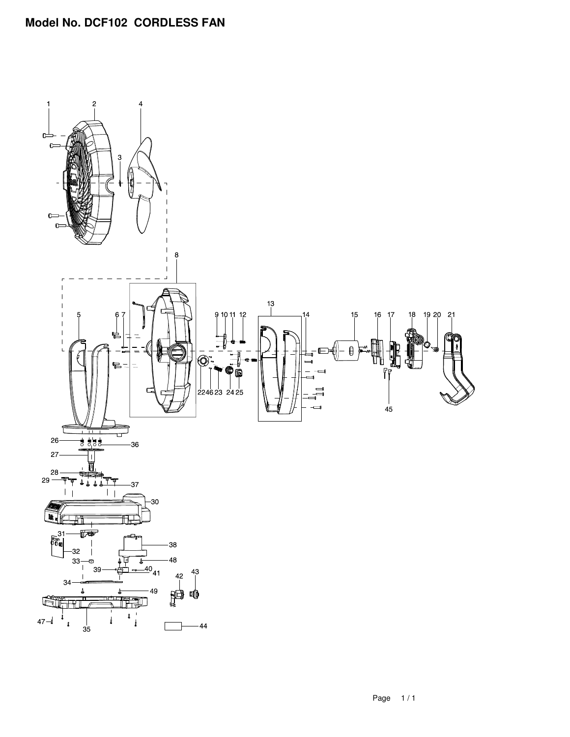# Model No. DCF102 CORDLESS FAN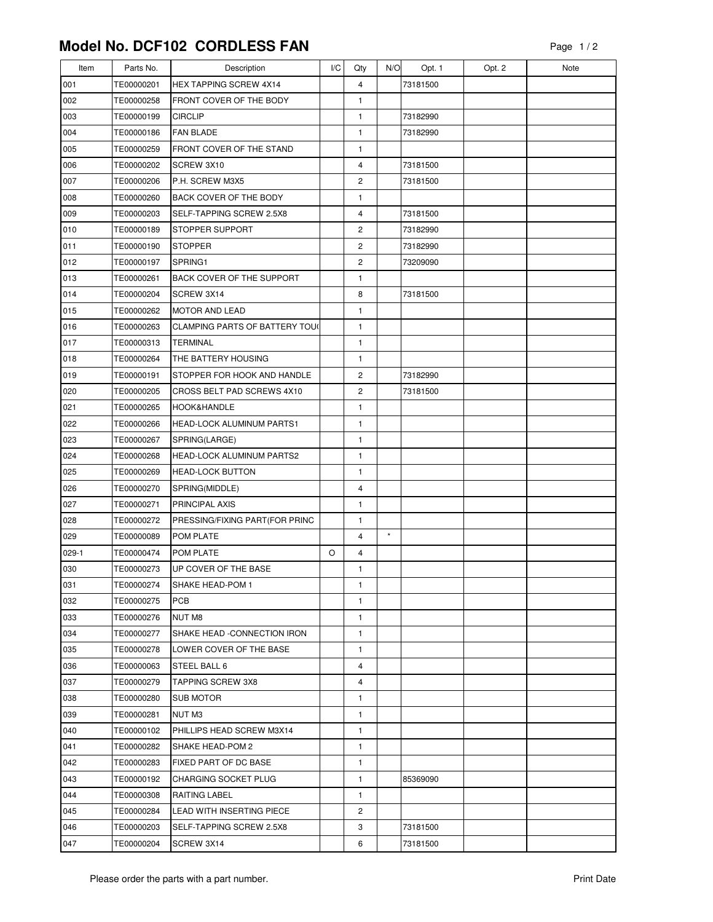# Model No. DCF102 CORDLESS FAN

| Item | Parts No. | Description | I/C | Qty | N/O | Opt. 1 | Opt. 2 | Note |
|---|---|---|---|---|---|---|---|---|
| 001 | TE00000201 | HEX TAPPING SCREW 4X14 | | 4 | | 73181500 | | |
| 002 | TE00000258 | FRONT COVER OF THE BODY | | 1 | | | | |
| 003 | TE00000199 | CIRCLIP | | 1 | | 73182990 | | |
| 004 | TE00000186 | FAN BLADE | | 1 | | 73182990 | | |
| 005 | TE00000259 | FRONT COVER OF THE STAND | | 1 | | | | |
| 006 | TE00000202 | SCREW 3X10 | | 4 | | 73181500 | | |
| 007 | TE00000206 | P.H. SCREW M3X5 | | 2 | | 73181500 | | |
| 008 | TE00000260 | BACK COVER OF THE BODY | | 1 | | | | |
| 009 | TE00000203 | SELF-TAPPING SCREW 2.5X8 | | 4 | | 73181500 | | |
| 010 | TE00000189 | STOPPER SUPPORT | | 2 | | 73182990 | | |
| 011 | TE00000190 | STOPPER | | 2 | | 73182990 | | |
| 012 | TE00000197 | SPRING1 | | 2 | | 73209090 | | |
| 013 | TE00000261 | BACK COVER OF THE SUPPORT | | 1 | | | | |
| 014 | TE00000204 | SCREW 3X14 | | 8 | | 73181500 | | |
| 015 | TE00000262 | MOTOR AND LEAD | | 1 | | | | |
| 016 | TE00000263 | CLAMPING PARTS OF BATTERY TOU( | | 1 | | | | |
| 017 | TE00000313 | TERMINAL | | 1 | | | | |
| 018 | TE00000264 | THE BATTERY HOUSING | | 1 | | | | |
| 019 | TE00000191 | STOPPER FOR HOOK AND HANDLE | | 2 | | 73182990 | | |
| 020 | TE00000205 | CROSS BELT PAD SCREWS 4X10 | | 2 | | 73181500 | | |
| 021 | TE00000265 | HOOK&HANDLE | | 1 | | | | |
| 022 | TE00000266 | HEAD-LOCK ALUMINUM PARTS1 | | 1 | | | | |
| 023 | TE00000267 | SPRING(LARGE) | | 1 | | | | |
| 024 | TE00000268 | HEAD-LOCK ALUMINUM PARTS2 | | 1 | | | | |
| 025 | TE00000269 | HEAD-LOCK BUTTON | | 1 | | | | |
| 026 | TE00000270 | SPRING(MIDDLE) | | 4 | | | | |
| 027 | TE00000271 | PRINCIPAL AXIS | | 1 | | | | |
| 028 | TE00000272 | PRESSING/FIXING PART(FOR PRINC | | 1 | | | | |
| 029 | TE00000089 | POM PLATE | | 4 | * | | | |
| 029-1 | TE00000474 | POM PLATE | O | 4 | | | | |
| 030 | TE00000273 | UP COVER OF THE BASE | | 1 | | | | |
| 031 | TE00000274 | SHAKE HEAD-POM 1 | | 1 | | | | |
| 032 | TE00000275 | PCB | | 1 | | | | |
| 033 | TE00000276 | NUT M8 | | 1 | | | | |
| 034 | TE00000277 | SHAKE HEAD -CONNECTION IRON | | 1 | | | | |
| 035 | TE00000278 | LOWER COVER OF THE BASE | | 1 | | | | |
| 036 | TE00000063 | STEEL BALL 6 | | 4 | | | | |
| 037 | TE00000279 | TAPPING SCREW 3X8 | | 4 | | | | |
| 038 | TE00000280 | SUB MOTOR | | 1 | | | | |
| 039 | TE00000281 | NUT M3 | | 1 | | | | |
| 040 | TE00000102 | PHILLIPS HEAD SCREW M3X14 | | 1 | | | | |
| 041 | TE00000282 | SHAKE HEAD-POM 2 | | 1 | | | | |
| 042 | TE00000283 | FIXED PART OF DC BASE | | 1 | | | | |
| 043 | TE00000192 | CHARGING SOCKET PLUG | | 1 | | 85369090 | | |
| 044 | TE00000308 | RAITING LABEL | | 1 | | | | |
| 045 | TE00000284 | LEAD WITH INSERTING PIECE | | 2 | | | | |
| 046 | TE00000203 | SELF-TAPPING SCREW 2.5X8 | | 3 | | 73181500 | | |
| 047 | TE00000204 | SCREW 3X14 | | 6 | | 73181500 | | |

Please order the parts with a part number.

Print Date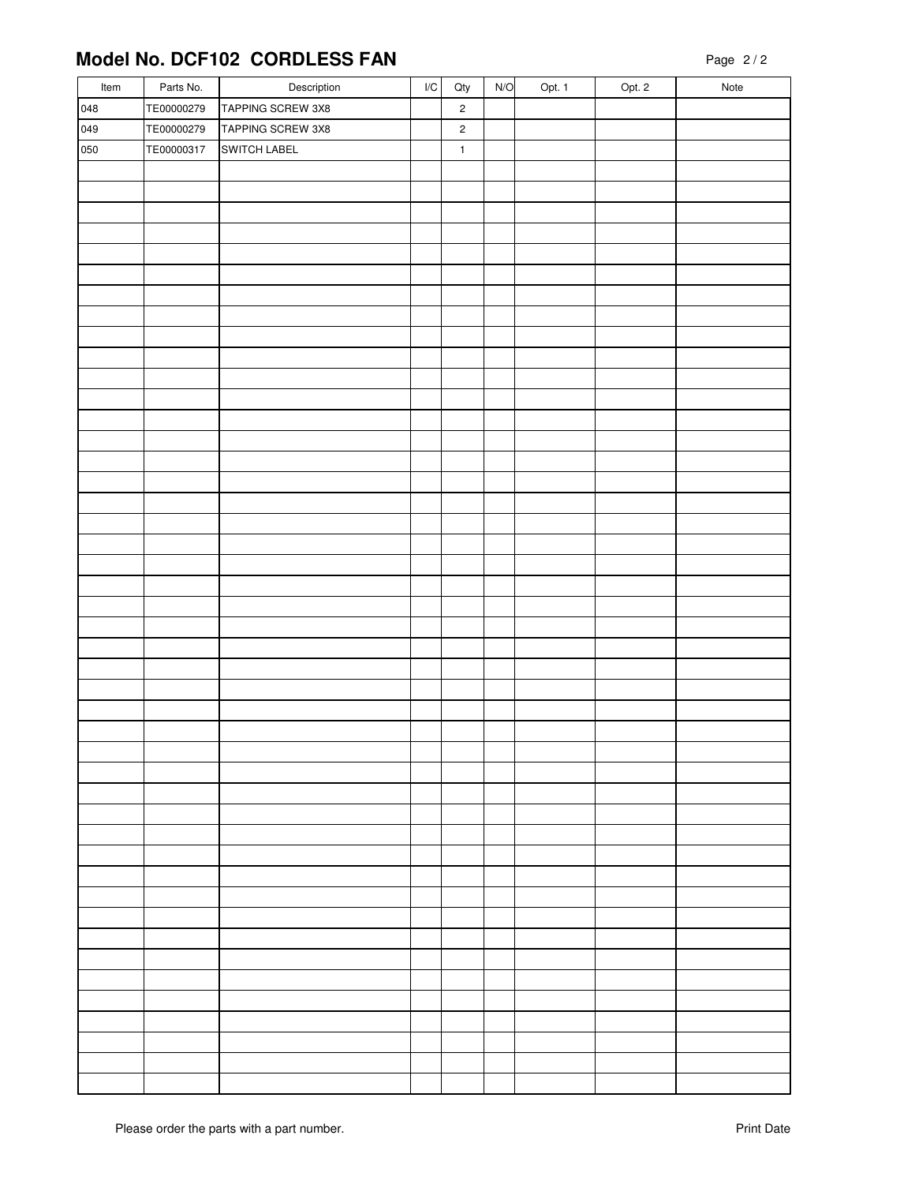# Model No. DCF102 CORDLESS FAN

| Item | Parts No. | Description | I/C | Qty | N/O | Opt. 1 | Opt. 2 | Note |
|---|---|---|---|---|---|---|---|---|
| 048 | TE00000279 | TAPPING SCREW 3X8 | | 2 | | | | |
| 049 | TE00000279 | TAPPING SCREW 3X8 | | 2 | | | | |
| 050 | TE00000317 | SWITCH LABEL | | 1 | | | | |

Please order the parts with a part number.

Print Date